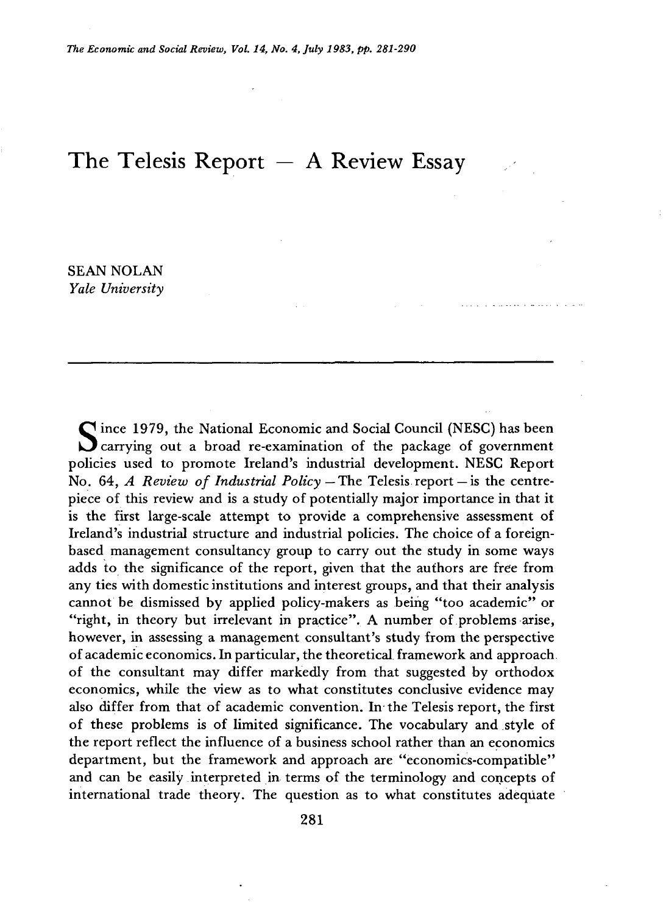# The Telesis Report — A Review Essay

SEAN NOLAN
*Yale University*

Since 1979, the National Economic and Social Council (NESC) has been carrying out a broad re-examination of the package of government policies used to promote Ireland's industrial development. NESC Report No. 64, *A Review of Industrial Policy* — The Telesis report — is the centrepiece of this review and is a study of potentially major importance in that it is the first large-scale attempt to provide a comprehensive assessment of Ireland's industrial structure and industrial policies. The choice of a foreign-based management consultancy group to carry out the study in some ways adds to the significance of the report, given that the authors are free from any ties with domestic institutions and interest groups, and that their analysis cannot be dismissed by applied policy-makers as being "too academic" or "right, in theory but irrelevant in practice". A number of problems arise, however, in assessing a management consultant's study from the perspective of academic economics. In particular, the theoretical framework and approach of the consultant may differ markedly from that suggested by orthodox economics, while the view as to what constitutes conclusive evidence may also differ from that of academic convention. In the Telesis report, the first of these problems is of limited significance. The vocabulary and style of the report reflect the influence of a business school rather than an economics department, but the framework and approach are "economics-compatible" and can be easily interpreted in terms of the terminology and concepts of international trade theory. The question as to what constitutes adequate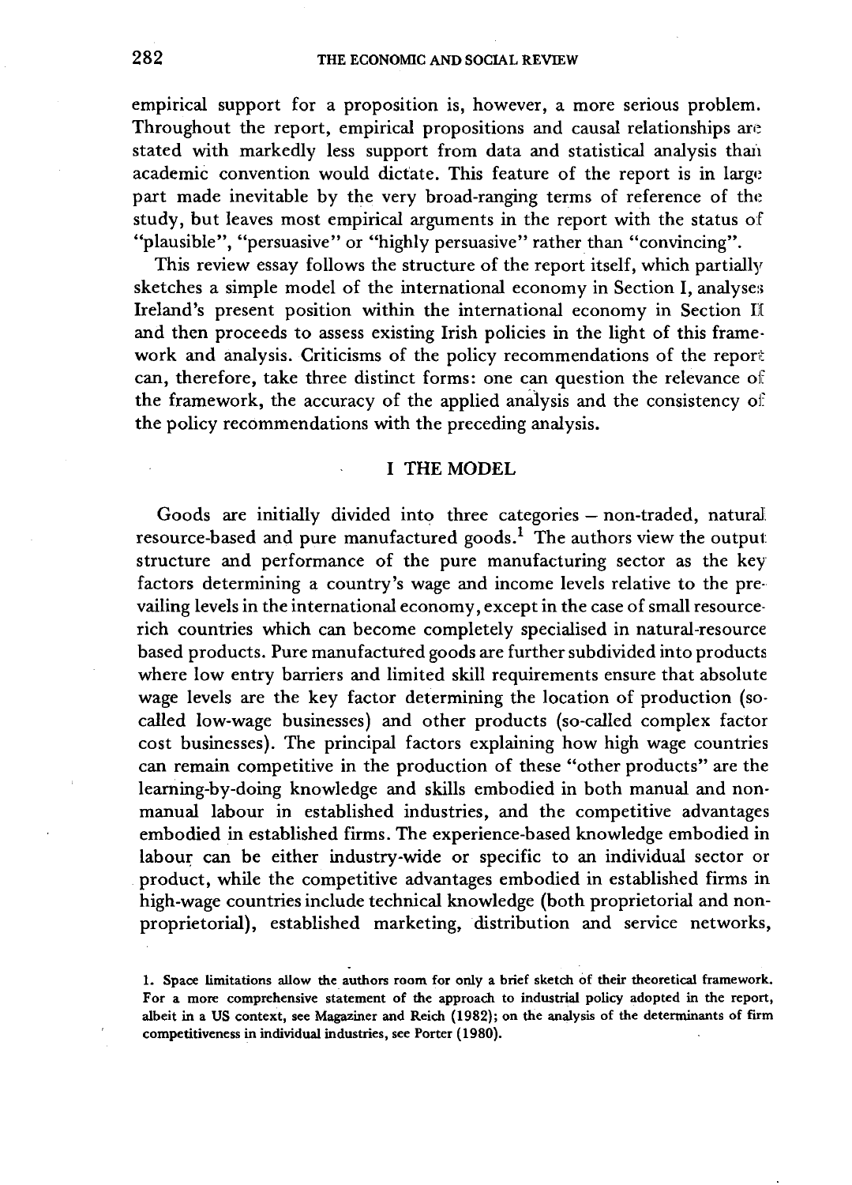empirical support for a proposition is, however, a more serious problem. Throughout the report, empirical propositions and causal relationships are stated with markedly less support from data and statistical analysis than academic convention would dictate. This feature of the report is in large part made inevitable by the very broad-ranging terms of reference of the study, but leaves most empirical arguments in the report with the status of "plausible", "persuasive" or "highly persuasive" rather than "convincing".

This review essay follows the structure of the report itself, which partially sketches a simple model of the international economy in Section I, analyses Ireland's present position within the international economy in Section II and then proceeds to assess existing Irish policies in the light of this framework and analysis. Criticisms of the policy recommendations of the report can, therefore, take three distinct forms: one can question the relevance of the framework, the accuracy of the applied analysis and the consistency of the policy recommendations with the preceding analysis.

## I THE MODEL

Goods are initially divided into three categories – non-traded, natural resource-based and pure manufactured goods.[1] The authors view the output structure and performance of the pure manufacturing sector as the key factors determining a country's wage and income levels relative to the prevailing levels in the international economy, except in the case of small resource-rich countries which can become completely specialised in natural-resource based products. Pure manufactured goods are further subdivided into products where low entry barriers and limited skill requirements ensure that absolute wage levels are the key factor determining the location of production (so-called low-wage businesses) and other products (so-called complex factor cost businesses). The principal factors explaining how high wage countries can remain competitive in the production of these "other products" are the learning-by-doing knowledge and skills embodied in both manual and non-manual labour in established industries, and the competitive advantages embodied in established firms. The experience-based knowledge embodied in labour can be either industry-wide or specific to an individual sector or product, while the competitive advantages embodied in established firms in high-wage countries include technical knowledge (both proprietorial and non-proprietorial), established marketing, distribution and service networks,

1. Space limitations allow the authors room for only a brief sketch of their theoretical framework. For a more comprehensive statement of the approach to industrial policy adopted in the report, albeit in a US context, see Magaziner and Reich (1982); on the analysis of the determinants of firm competitiveness in individual industries, see Porter (1980).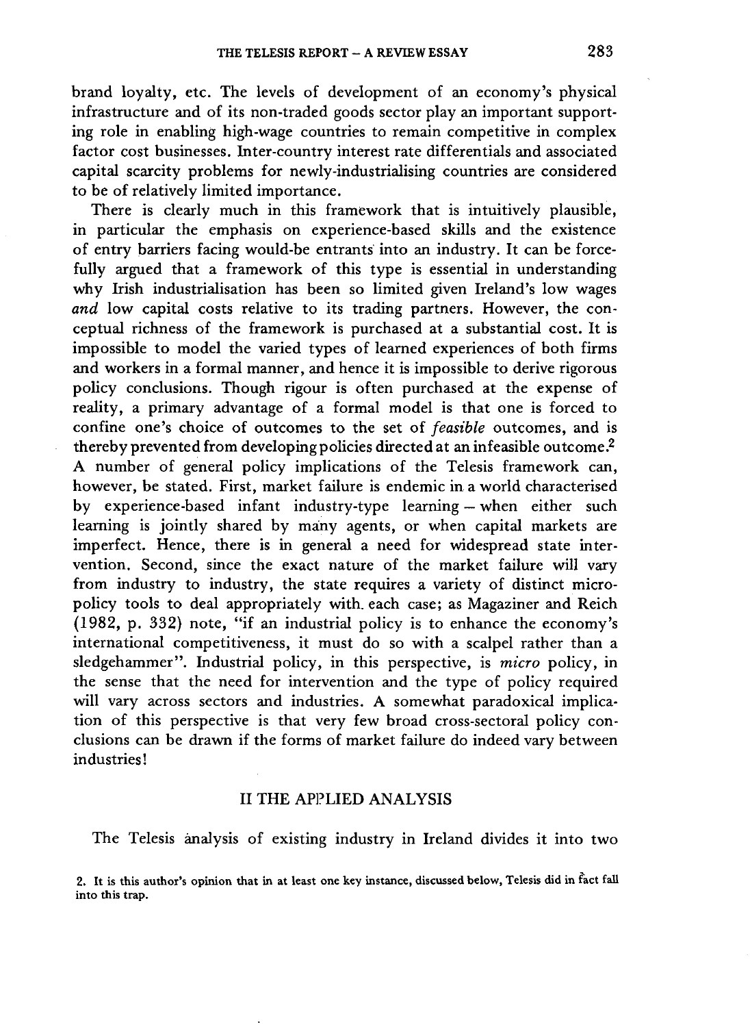brand loyalty, etc. The levels of development of an economy's physical infrastructure and of its non-traded goods sector play an important supporting role in enabling high-wage countries to remain competitive in complex factor cost businesses. Inter-country interest rate differentials and associated capital scarcity problems for newly-industrialising countries are considered to be of relatively limited importance.

There is clearly much in this framework that is intuitively plausible, in particular the emphasis on experience-based skills and the existence of entry barriers facing would-be entrants into an industry. It can be forcefully argued that a framework of this type is essential in understanding why Irish industrialisation has been so limited given Ireland's low wages *and* low capital costs relative to its trading partners. However, the conceptual richness of the framework is purchased at a substantial cost. It is impossible to model the varied types of learned experiences of both firms and workers in a formal manner, and hence it is impossible to derive rigorous policy conclusions. Though rigour is often purchased at the expense of reality, a primary advantage of a formal model is that one is forced to confine one's choice of outcomes to the set of *feasible* outcomes, and is thereby prevented from developing policies directed at an infeasible outcome.[2] A number of general policy implications of the Telesis framework can, however, be stated. First, market failure is endemic in a world characterised by experience-based infant industry-type learning – when either such learning is jointly shared by many agents, or when capital markets are imperfect. Hence, there is in general a need for widespread state intervention. Second, since the exact nature of the market failure will vary from industry to industry, the state requires a variety of distinct micro-policy tools to deal appropriately with each case; as Magaziner and Reich (1982, p. 332) note, "if an industrial policy is to enhance the economy's international competitiveness, it must do so with a scalpel rather than a sledgehammer". Industrial policy, in this perspective, is *micro* policy, in the sense that the need for intervention and the type of policy required will vary across sectors and industries. A somewhat paradoxical implication of this perspective is that very few broad cross-sectoral policy conclusions can be drawn if the forms of market failure do indeed vary between industries!

## II THE APPLIED ANALYSIS

The Telesis analysis of existing industry in Ireland divides it into two

2. It is this author's opinion that in at least one key instance, discussed below, Telesis did in fact fall into this trap.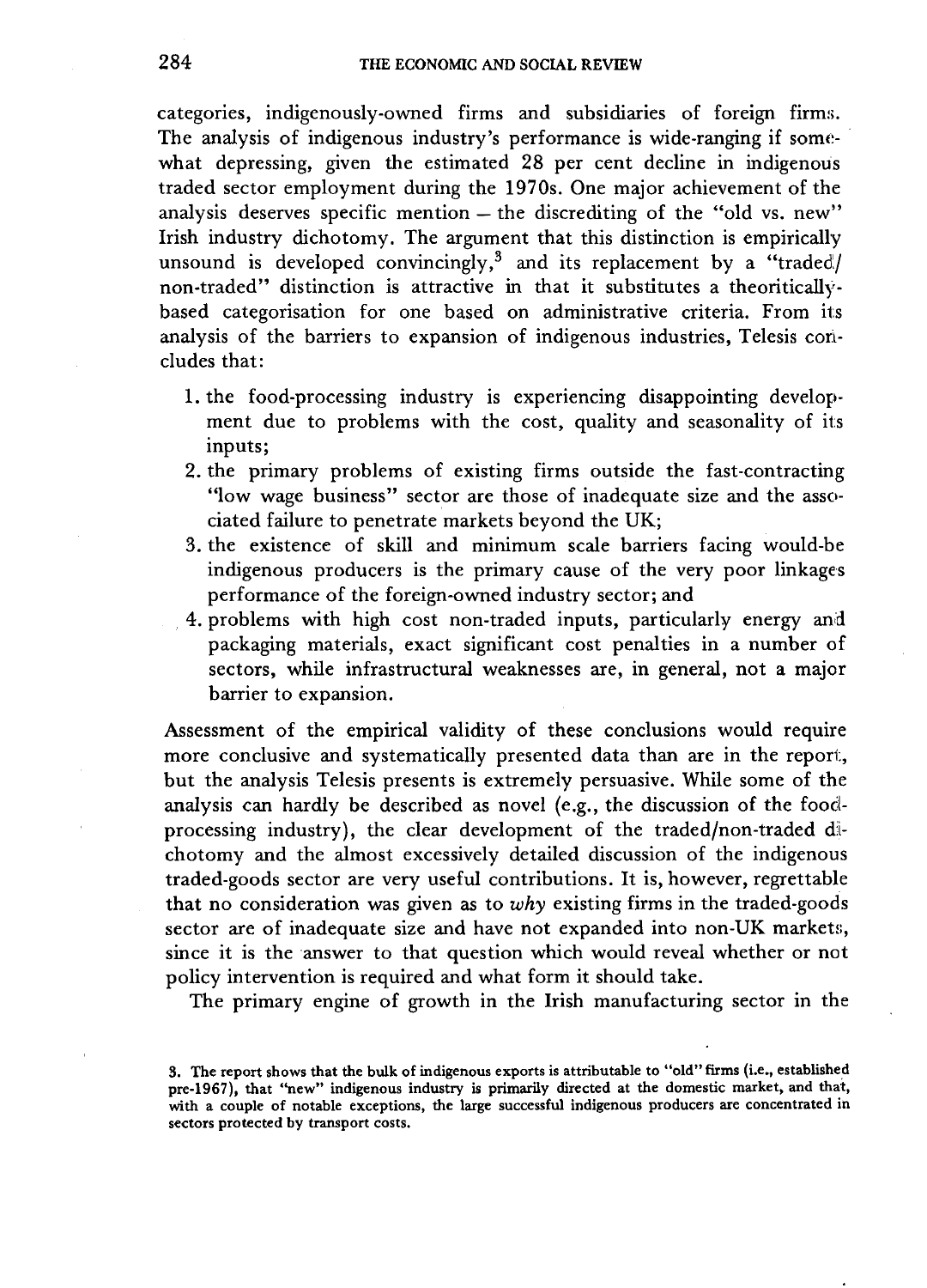categories, indigenously-owned firms and subsidiaries of foreign firms. The analysis of indigenous industry's performance is wide-ranging if somewhat depressing, given the estimated 28 per cent decline in indigenous traded sector employment during the 1970s. One major achievement of the analysis deserves specific mention – the discrediting of the "old vs. new" Irish industry dichotomy. The argument that this distinction is empirically unsound is developed convincingly,[3] and its replacement by a "traded/non-traded" distinction is attractive in that it substitutes a theoritically-based categorisation for one based on administrative criteria. From its analysis of the barriers to expansion of indigenous industries, Telesis concludes that:

1. the food-processing industry is experiencing disappointing development due to problems with the cost, quality and seasonality of its inputs;
2. the primary problems of existing firms outside the fast-contracting "low wage business" sector are those of inadequate size and the associated failure to penetrate markets beyond the UK;
3. the existence of skill and minimum scale barriers facing would-be indigenous producers is the primary cause of the very poor linkages performance of the foreign-owned industry sector; and
4. problems with high cost non-traded inputs, particularly energy and packaging materials, exact significant cost penalties in a number of sectors, while infrastructural weaknesses are, in general, not a major barrier to expansion.

Assessment of the empirical validity of these conclusions would require more conclusive and systematically presented data than are in the report, but the analysis Telesis presents is extremely persuasive. While some of the analysis can hardly be described as novel (e.g., the discussion of the food-processing industry), the clear development of the traded/non-traded dichotomy and the almost excessively detailed discussion of the indigenous traded-goods sector are very useful contributions. It is, however, regrettable that no consideration was given as to *why* existing firms in the traded-goods sector are of inadequate size and have not expanded into non-UK markets, since it is the answer to that question which would reveal whether or not policy intervention is required and what form it should take.

The primary engine of growth in the Irish manufacturing sector in the

3. The report shows that the bulk of indigenous exports is attributable to "old" firms (i.e., established pre-1967), that "new" indigenous industry is primarily directed at the domestic market, and that, with a couple of notable exceptions, the large successful indigenous producers are concentrated in sectors protected by transport costs.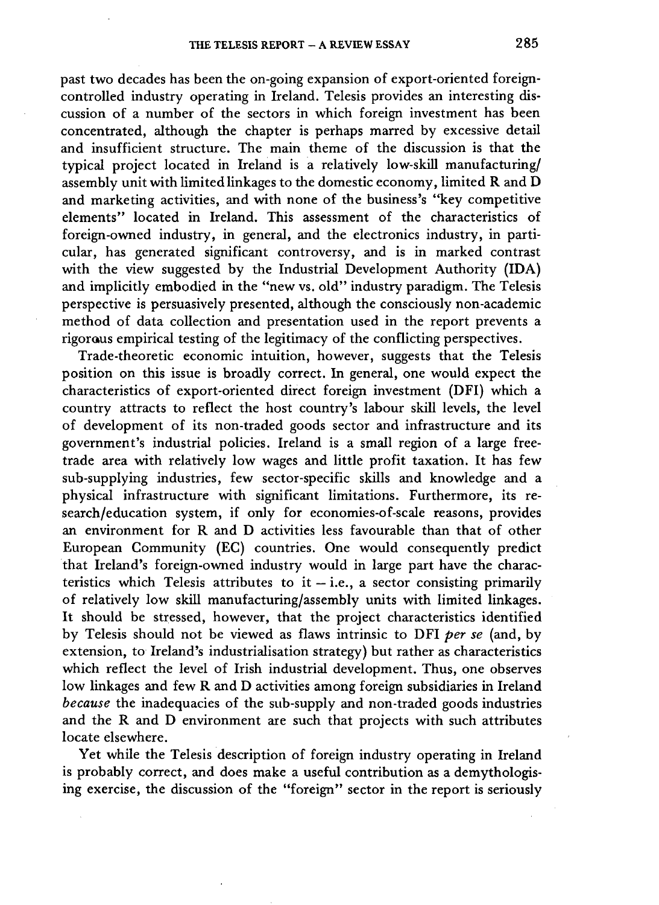past two decades has been the on-going expansion of export-oriented foreign-controlled industry operating in Ireland. Telesis provides an interesting discussion of a number of the sectors in which foreign investment has been concentrated, although the chapter is perhaps marred by excessive detail and insufficient structure. The main theme of the discussion is that the typical project located in Ireland is a relatively low-skill manufacturing/assembly unit with limited linkages to the domestic economy, limited R and D and marketing activities, and with none of the business's "key competitive elements" located in Ireland. This assessment of the characteristics of foreign-owned industry, in general, and the electronics industry, in particular, has generated significant controversy, and is in marked contrast with the view suggested by the Industrial Development Authority (IDA) and implicitly embodied in the "new vs. old" industry paradigm. The Telesis perspective is persuasively presented, although the consciously non-academic method of data collection and presentation used in the report prevents a rigorous empirical testing of the legitimacy of the conflicting perspectives.

Trade-theoretic economic intuition, however, suggests that the Telesis position on this issue is broadly correct. In general, one would expect the characteristics of export-oriented direct foreign investment (DFI) which a country attracts to reflect the host country's labour skill levels, the level of development of its non-traded goods sector and infrastructure and its government's industrial policies. Ireland is a small region of a large free-trade area with relatively low wages and little profit taxation. It has few sub-supplying industries, few sector-specific skills and knowledge and a physical infrastructure with significant limitations. Furthermore, its research/education system, if only for economies-of-scale reasons, provides an environment for R and D activities less favourable than that of other European Community (EC) countries. One would consequently predict that Ireland's foreign-owned industry would in large part have the characteristics which Telesis attributes to it – i.e., a sector consisting primarily of relatively low skill manufacturing/assembly units with limited linkages. It should be stressed, however, that the project characteristics identified by Telesis should not be viewed as flaws intrinsic to DFI *per se* (and, by extension, to Ireland's industrialisation strategy) but rather as characteristics which reflect the level of Irish industrial development. Thus, one observes low linkages and few R and D activities among foreign subsidiaries in Ireland *because* the inadequacies of the sub-supply and non-traded goods industries and the R and D environment are such that projects with such attributes locate elsewhere.

Yet while the Telesis description of foreign industry operating in Ireland is probably correct, and does make a useful contribution as a demythologising exercise, the discussion of the "foreign" sector in the report is seriously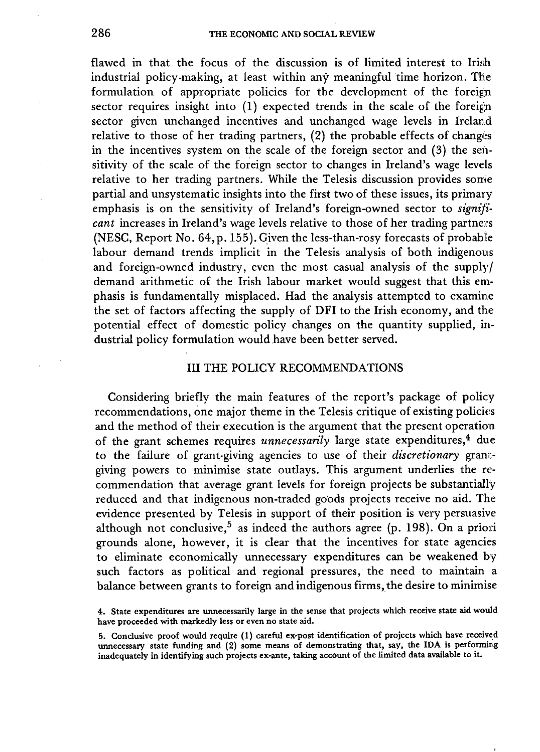flawed in that the focus of the discussion is of limited interest to Irish industrial policy-making, at least within any meaningful time horizon. The formulation of appropriate policies for the development of the foreign sector requires insight into (1) expected trends in the scale of the foreign sector given unchanged incentives and unchanged wage levels in Ireland relative to those of her trading partners, (2) the probable effects of changes in the incentives system on the scale of the foreign sector and (3) the sensitivity of the scale of the foreign sector to changes in Ireland's wage levels relative to her trading partners. While the Telesis discussion provides some partial and unsystematic insights into the first two of these issues, its primary emphasis is on the sensitivity of Ireland's foreign-owned sector to *significant* increases in Ireland's wage levels relative to those of her trading partners (NESC, Report No. 64, p. 155). Given the less-than-rosy forecasts of probable labour demand trends implicit in the Telesis analysis of both indigenous and foreign-owned industry, even the most casual analysis of the supply/demand arithmetic of the Irish labour market would suggest that this emphasis is fundamentally misplaced. Had the analysis attempted to examine the set of factors affecting the supply of DFI to the Irish economy, and the potential effect of domestic policy changes on the quantity supplied, industrial policy formulation would have been better served.

## III THE POLICY RECOMMENDATIONS

Considering briefly the main features of the report's package of policy recommendations, one major theme in the Telesis critique of existing policies and the method of their execution is the argument that the present operation of the grant schemes requires *unnecessarily* large state expenditures,[4] due to the failure of grant-giving agencies to use of their *discretionary* grant-giving powers to minimise state outlays. This argument underlies the recommendation that average grant levels for foreign projects be substantially reduced and that indigenous non-traded goods projects receive no aid. The evidence presented by Telesis in support of their position is very persuasive although not conclusive,[5] as indeed the authors agree (p. 198). On a priori grounds alone, however, it is clear that the incentives for state agencies to eliminate economically unnecessary expenditures can be weakened by such factors as political and regional pressures, the need to maintain a balance between grants to foreign and indigenous firms, the desire to minimise

4. State expenditures are unnecessarily large in the sense that projects which receive state aid would have proceeded with markedly less or even no state aid.

5. Conclusive proof would require (1) careful ex-post identification of projects which have received unnecessary state funding and (2) some means of demonstrating that, say, the IDA is performing inadequately in identifying such projects ex-ante, taking account of the limited data available to it.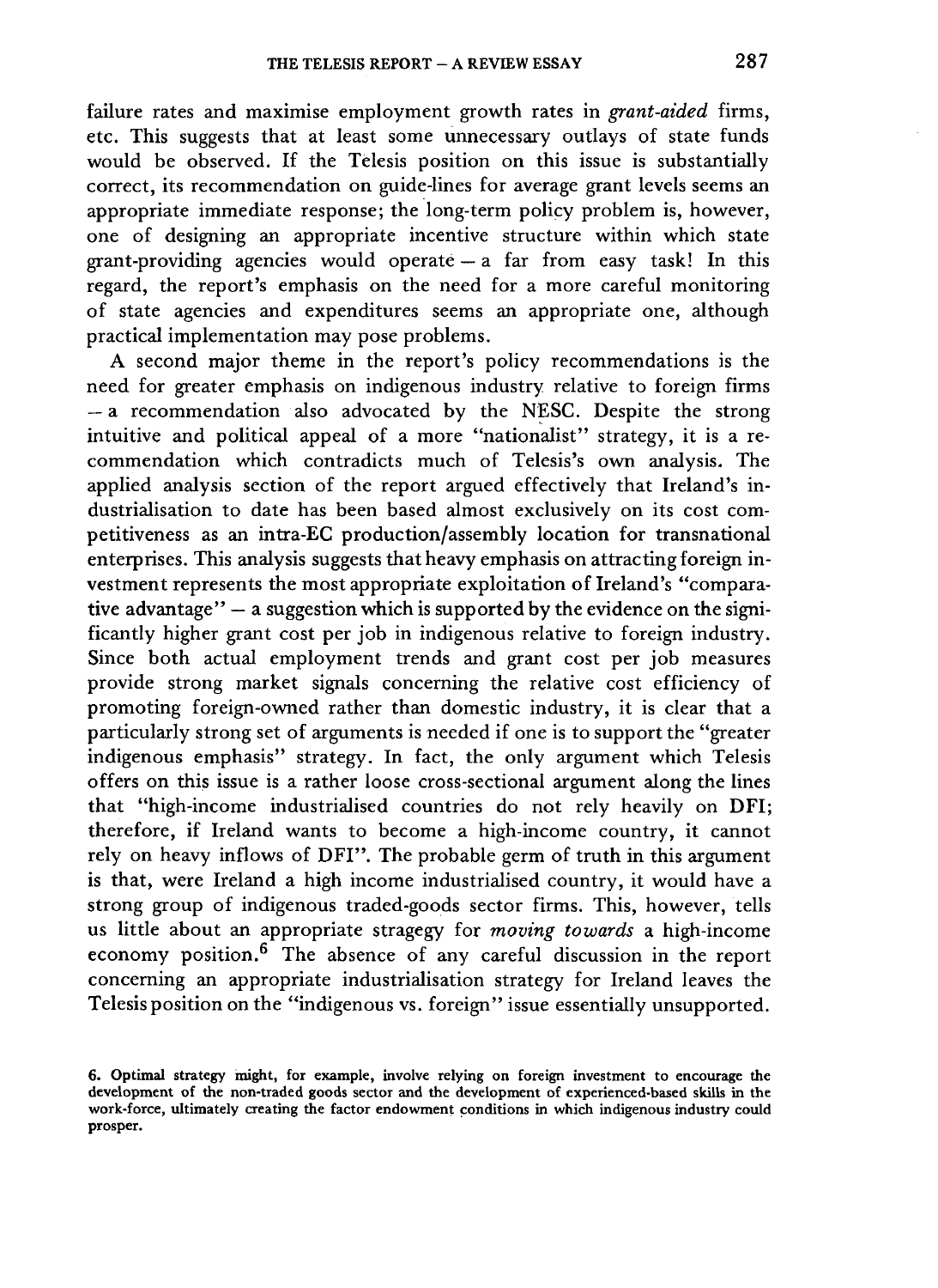failure rates and maximise employment growth rates in *grant-aided* firms, etc. This suggests that at least some unnecessary outlays of state funds would be observed. If the Telesis position on this issue is substantially correct, its recommendation on guide-lines for average grant levels seems an appropriate immediate response; the long-term policy problem is, however, one of designing an appropriate incentive structure within which state grant-providing agencies would operate — a far from easy task! In this regard, the report's emphasis on the need for a more careful monitoring of state agencies and expenditures seems an appropriate one, although practical implementation may pose problems.

A second major theme in the report's policy recommendations is the need for greater emphasis on indigenous industry relative to foreign firms — a recommendation also advocated by the NESC. Despite the strong intuitive and political appeal of a more "nationalist" strategy, it is a recommendation which contradicts much of Telesis's own analysis. The applied analysis section of the report argued effectively that Ireland's industrialisation to date has been based almost exclusively on its cost competitiveness as an intra-EC production/assembly location for transnational enterprises. This analysis suggests that heavy emphasis on attracting foreign investment represents the most appropriate exploitation of Ireland's "comparative advantage" — a suggestion which is supported by the evidence on the significantly higher grant cost per job in indigenous relative to foreign industry. Since both actual employment trends and grant cost per job measures provide strong market signals concerning the relative cost efficiency of promoting foreign-owned rather than domestic industry, it is clear that a particularly strong set of arguments is needed if one is to support the "greater indigenous emphasis" strategy. In fact, the only argument which Telesis offers on this issue is a rather loose cross-sectional argument along the lines that "high-income industrialised countries do not rely heavily on DFI; therefore, if Ireland wants to become a high-income country, it cannot rely on heavy inflows of DFI". The probable germ of truth in this argument is that, were Ireland a high income industrialised country, it would have a strong group of indigenous traded-goods sector firms. This, however, tells us little about an appropriate stragegy for *moving towards* a high-income economy position.[6] The absence of any careful discussion in the report concerning an appropriate industrialisation strategy for Ireland leaves the Telesis position on the "indigenous vs. foreign" issue essentially unsupported.

6. Optimal strategy might, for example, involve relying on foreign investment to encourage the development of the non-traded goods sector and the development of experienced-based skills in the work-force, ultimately creating the factor endowment conditions in which indigenous industry could prosper.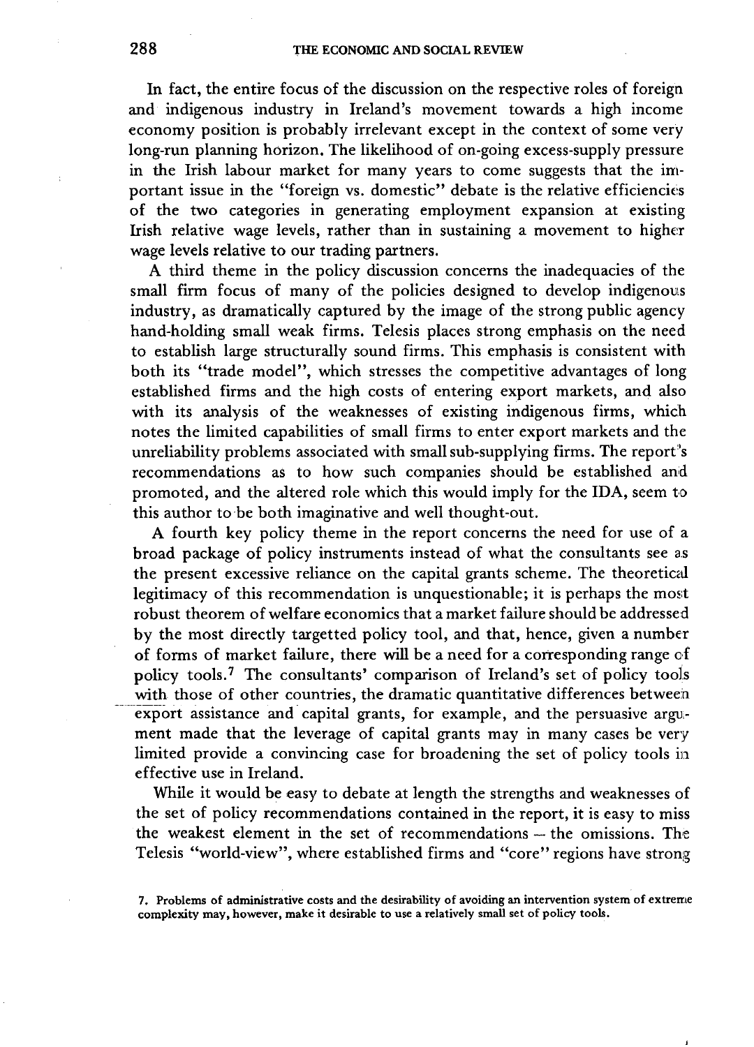In fact, the entire focus of the discussion on the respective roles of foreign and indigenous industry in Ireland's movement towards a high income economy position is probably irrelevant except in the context of some very long-run planning horizon. The likelihood of on-going excess-supply pressure in the Irish labour market for many years to come suggests that the important issue in the "foreign vs. domestic" debate is the relative efficiencies of the two categories in generating employment expansion at existing Irish relative wage levels, rather than in sustaining a movement to higher wage levels relative to our trading partners.

A third theme in the policy discussion concerns the inadequacies of the small firm focus of many of the policies designed to develop indigenous industry, as dramatically captured by the image of the strong public agency hand-holding small weak firms. Telesis places strong emphasis on the need to establish large structurally sound firms. This emphasis is consistent with both its "trade model", which stresses the competitive advantages of long established firms and the high costs of entering export markets, and also with its analysis of the weaknesses of existing indigenous firms, which notes the limited capabilities of small firms to enter export markets and the unreliability problems associated with small sub-supplying firms. The report's recommendations as to how such companies should be established and promoted, and the altered role which this would imply for the IDA, seem to this author to be both imaginative and well thought-out.

A fourth key policy theme in the report concerns the need for use of a broad package of policy instruments instead of what the consultants see as the present excessive reliance on the capital grants scheme. The theoretical legitimacy of this recommendation is unquestionable; it is perhaps the most robust theorem of welfare economics that a market failure should be addressed by the most directly targetted policy tool, and that, hence, given a number of forms of market failure, there will be a need for a corresponding range of policy tools.[7] The consultants' comparison of Ireland's set of policy tools with those of other countries, the dramatic quantitative differences between export assistance and capital grants, for example, and the persuasive argument made that the leverage of capital grants may in many cases be very limited provide a convincing case for broadening the set of policy tools in effective use in Ireland.

While it would be easy to debate at length the strengths and weaknesses of the set of policy recommendations contained in the report, it is easy to miss the weakest element in the set of recommendations – the omissions. The Telesis "world-view", where established firms and "core" regions have strong

7. Problems of administrative costs and the desirability of avoiding an intervention system of extreme complexity may, however, make it desirable to use a relatively small set of policy tools.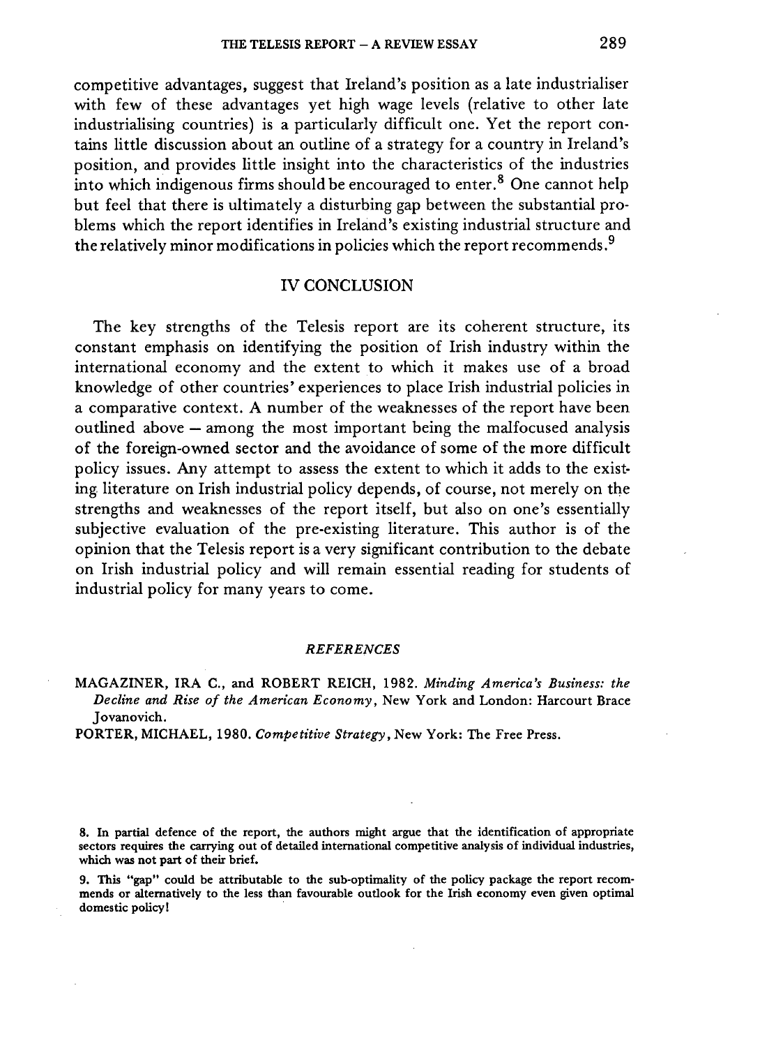competitive advantages, suggest that Ireland's position as a late industrialiser with few of these advantages yet high wage levels (relative to other late industrialising countries) is a particularly difficult one. Yet the report contains little discussion about an outline of a strategy for a country in Ireland's position, and provides little insight into the characteristics of the industries into which indigenous firms should be encouraged to enter.[8] One cannot help but feel that there is ultimately a disturbing gap between the substantial problems which the report identifies in Ireland's existing industrial structure and the relatively minor modifications in policies which the report recommends.[9]

## IV CONCLUSION

The key strengths of the Telesis report are its coherent structure, its constant emphasis on identifying the position of Irish industry within the international economy and the extent to which it makes use of a broad knowledge of other countries' experiences to place Irish industrial policies in a comparative context. A number of the weaknesses of the report have been outlined above – among the most important being the malfocused analysis of the foreign-owned sector and the avoidance of some of the more difficult policy issues. Any attempt to assess the extent to which it adds to the existing literature on Irish industrial policy depends, of course, not merely on the strengths and weaknesses of the report itself, but also on one's essentially subjective evaluation of the pre-existing literature. This author is of the opinion that the Telesis report is a very significant contribution to the debate on Irish industrial policy and will remain essential reading for students of industrial policy for many years to come.

### *REFERENCES*

MAGAZINER, IRA C., and ROBERT REICH, 1982. *Minding America's Business: the Decline and Rise of the American Economy*, New York and London: Harcourt Brace Jovanovich.

PORTER, MICHAEL, 1980. *Competitive Strategy*, New York: The Free Press.

8. In partial defence of the report, the authors might argue that the identification of appropriate sectors requires the carrying out of detailed international competitive analysis of individual industries, which was not part of their brief.

9. This "gap" could be attributable to the sub-optimality of the policy package the report recommends or alternatively to the less than favourable outlook for the Irish economy even given optimal domestic policy!